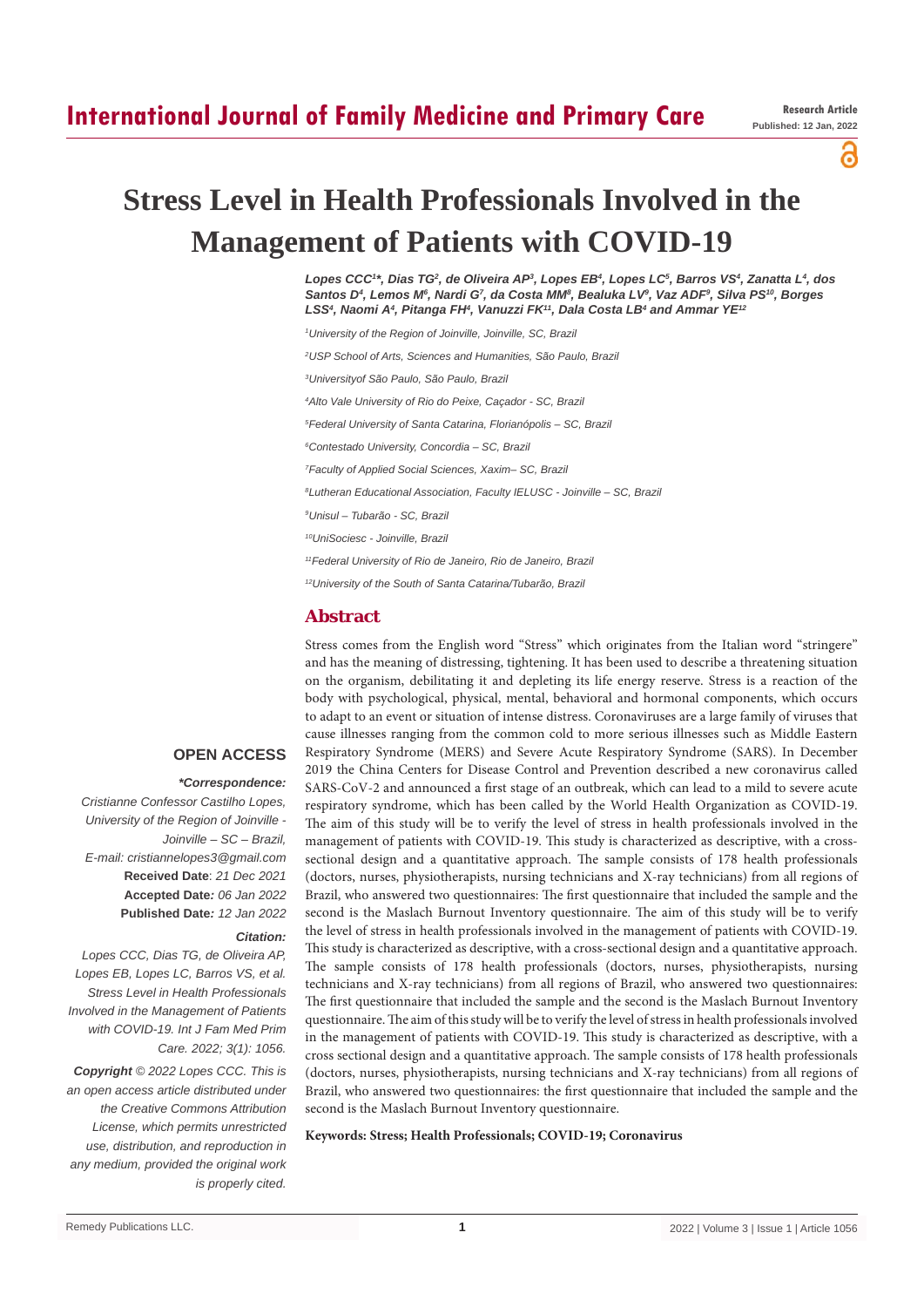# International Journal of Family Medicine and Primary Care

**Research Article**
**Published: 12 Jan, 2022**

# Stress Level in Health Professionals Involved in the Management of Patients with COVID-19

***Lopes CCC[1]\*, Dias TG[2], de Oliveira AP[3], Lopes EB[4], Lopes LC[5], Barros VS[4], Zanatta L[4], dos Santos D[4], Lemos M[6], Nardi G[7], da Costa MM[8], Bealuka LV[9], Vaz ADF[9], Silva PS[10], Borges LSS[4], Naomi A[4], Pitanga FH[4], Vanuzzi FK[11], Dala Costa LB[4] and Ammar YE[12]***

*[1]University of the Region of Joinville, Joinville, SC, Brazil*

*[2]USP School of Arts, Sciences and Humanities, São Paulo, Brazil*

*[3]Universityof São Paulo, São Paulo, Brazil*

*[4]Alto Vale University of Rio do Peixe, Caçador - SC, Brazil*

*[5]Federal University of Santa Catarina, Florianópolis – SC, Brazil*

*[6]Contestado University, Concordia – SC, Brazil*

*[7]Faculty of Applied Social Sciences, Xaxim– SC, Brazil*

*[8]Lutheran Educational Association, Faculty IELUSC - Joinville – SC, Brazil*

*[9]Unisul – Tubarão - SC, Brazil*

*[10]UniSociesc - Joinville, Brazil*

*[11]Federal University of Rio de Janeiro, Rio de Janeiro, Brazil*

*[12]University of the South of Santa Catarina/Tubarão, Brazil*

## Abstract

Stress comes from the English word "Stress" which originates from the Italian word "stringere" and has the meaning of distressing, tightening. It has been used to describe a threatening situation on the organism, debilitating it and depleting its life energy reserve. Stress is a reaction of the body with psychological, physical, mental, behavioral and hormonal components, which occurs to adapt to an event or situation of intense distress. Coronaviruses are a large family of viruses that cause illnesses ranging from the common cold to more serious illnesses such as Middle Eastern Respiratory Syndrome (MERS) and Severe Acute Respiratory Syndrome (SARS). In December 2019 the China Centers for Disease Control and Prevention described a new coronavirus called SARS-CoV-2 and announced a first stage of an outbreak, which can lead to a mild to severe acute respiratory syndrome, which has been called by the World Health Organization as COVID-19. The aim of this study will be to verify the level of stress in health professionals involved in the management of patients with COVID-19. This study is characterized as descriptive, with a cross-sectional design and a quantitative approach. The sample consists of 178 health professionals (doctors, nurses, physiotherapists, nursing technicians and X-ray technicians) from all regions of Brazil, who answered two questionnaires: The first questionnaire that included the sample and the second is the Maslach Burnout Inventory questionnaire. The aim of this study will be to verify the level of stress in health professionals involved in the management of patients with COVID-19. This study is characterized as descriptive, with a cross-sectional design and a quantitative approach. The sample consists of 178 health professionals (doctors, nurses, physiotherapists, nursing technicians and X-ray technicians) from all regions of Brazil, who answered two questionnaires: The first questionnaire that included the sample and the second is the Maslach Burnout Inventory questionnaire. The aim of this study will be to verify the level of stress in health professionals involved in the management of patients with COVID-19. This study is characterized as descriptive, with a cross sectional design and a quantitative approach. The sample consists of 178 health professionals (doctors, nurses, physiotherapists, nursing technicians and X-ray technicians) from all regions of Brazil, who answered two questionnaires: the first questionnaire that included the sample and the second is the Maslach Burnout Inventory questionnaire.

**Keywords: Stress; Health Professionals; COVID-19; Coronavirus**

**OPEN ACCESS**

***\*Correspondence:***
*Cristianne Confessor Castilho Lopes, University of the Region of Joinville - Joinville – SC – Brazil,*
*E-mail: cristiannelopes3@gmail.com*
**Received Date**: *21 Dec 2021*
**Accepted Date***: 06 Jan 2022*
**Published Date***: 12 Jan 2022*

***Citation:***
*Lopes CCC, Dias TG, de Oliveira AP, Lopes EB, Lopes LC, Barros VS, et al. Stress Level in Health Professionals Involved in the Management of Patients with COVID-19. Int J Fam Med Prim Care. 2022; 3(1): 1056.*

***Copyright** © 2022 Lopes CCC. This is an open access article distributed under the Creative Commons Attribution License, which permits unrestricted use, distribution, and reproduction in any medium, provided the original work is properly cited.*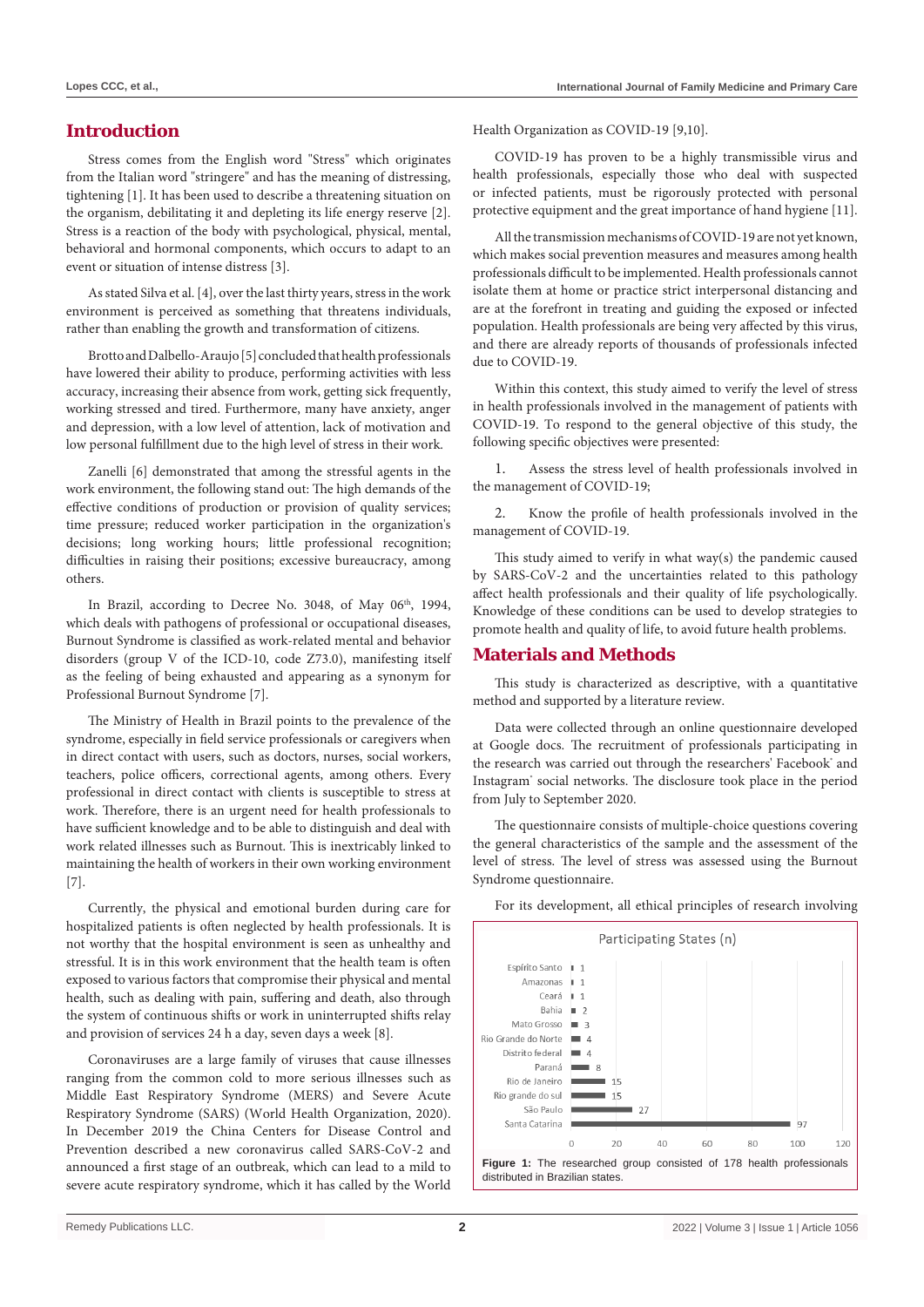## Introduction

Stress comes from the English word "Stress" which originates from the Italian word "stringere" and has the meaning of distressing, tightening [1]. It has been used to describe a threatening situation on the organism, debilitating it and depleting its life energy reserve [2]. Stress is a reaction of the body with psychological, physical, mental, behavioral and hormonal components, which occurs to adapt to an event or situation of intense distress [3].

As stated Silva et al. [4], over the last thirty years, stress in the work environment is perceived as something that threatens individuals, rather than enabling the growth and transformation of citizens.

Brotto and Dalbello-Araujo [5] concluded that health professionals have lowered their ability to produce, performing activities with less accuracy, increasing their absence from work, getting sick frequently, working stressed and tired. Furthermore, many have anxiety, anger and depression, with a low level of attention, lack of motivation and low personal fulfillment due to the high level of stress in their work.

Zanelli [6] demonstrated that among the stressful agents in the work environment, the following stand out: The high demands of the effective conditions of production or provision of quality services; time pressure; reduced worker participation in the organization's decisions; long working hours; little professional recognition; difficulties in raising their positions; excessive bureaucracy, among others.

In Brazil, according to Decree No. 3048, of May 06th, 1994, which deals with pathogens of professional or occupational diseases, Burnout Syndrome is classified as work-related mental and behavior disorders (group V of the ICD-10, code Z73.0), manifesting itself as the feeling of being exhausted and appearing as a synonym for Professional Burnout Syndrome [7].

The Ministry of Health in Brazil points to the prevalence of the syndrome, especially in field service professionals or caregivers when in direct contact with users, such as doctors, nurses, social workers, teachers, police officers, correctional agents, among others. Every professional in direct contact with clients is susceptible to stress at work. Therefore, there is an urgent need for health professionals to have sufficient knowledge and to be able to distinguish and deal with work related illnesses such as Burnout. This is inextricably linked to maintaining the health of workers in their own working environment [7].

Currently, the physical and emotional burden during care for hospitalized patients is often neglected by health professionals. It is not worthy that the hospital environment is seen as unhealthy and stressful. It is in this work environment that the health team is often exposed to various factors that compromise their physical and mental health, such as dealing with pain, suffering and death, also through the system of continuous shifts or work in uninterrupted shifts relay and provision of services 24 h a day, seven days a week [8].

Coronaviruses are a large family of viruses that cause illnesses ranging from the common cold to more serious illnesses such as Middle East Respiratory Syndrome (MERS) and Severe Acute Respiratory Syndrome (SARS) (World Health Organization, 2020). In December 2019 the China Centers for Disease Control and Prevention described a new coronavirus called SARS-CoV-2 and announced a first stage of an outbreak, which can lead to a mild to severe acute respiratory syndrome, which it has called by the World Health Organization as COVID-19 [9,10].

COVID-19 has proven to be a highly transmissible virus and health professionals, especially those who deal with suspected or infected patients, must be rigorously protected with personal protective equipment and the great importance of hand hygiene [11].

All the transmission mechanisms of COVID-19 are not yet known, which makes social prevention measures and measures among health professionals difficult to be implemented. Health professionals cannot isolate them at home or practice strict interpersonal distancing and are at the forefront in treating and guiding the exposed or infected population. Health professionals are being very affected by this virus, and there are already reports of thousands of professionals infected due to COVID-19.

Within this context, this study aimed to verify the level of stress in health professionals involved in the management of patients with COVID-19. To respond to the general objective of this study, the following specific objectives were presented:

1. Assess the stress level of health professionals involved in the management of COVID-19;

2. Know the profile of health professionals involved in the management of COVID-19.

This study aimed to verify in what way(s) the pandemic caused by SARS-CoV-2 and the uncertainties related to this pathology affect health professionals and their quality of life psychologically. Knowledge of these conditions can be used to develop strategies to promote health and quality of life, to avoid future health problems.

## Materials and Methods

This study is characterized as descriptive, with a quantitative method and supported by a literature review.

Data were collected through an online questionnaire developed at Google docs. The recruitment of professionals participating in the research was carried out through the researchers' Facebook® and Instagram® social networks. The disclosure took place in the period from July to September 2020.

The questionnaire consists of multiple-choice questions covering the general characteristics of the sample and the assessment of the level of stress. The level of stress was assessed using the Burnout Syndrome questionnaire.

For its development, all ethical principles of research involving

Participating States (n)

| State | n |
|---|---|
| Espírito Santo | 1 |
| Amazonas | 1 |
| Ceará | 1 |
| Bahia | 2 |
| Mato Grosso | 3 |
| Rio Grande do Norte | 4 |
| Distrito federal | 4 |
| Paraná | 8 |
| Rio de Janeiro | 15 |
| Rio grande do sul | 15 |
| São Paulo | 27 |
| Santa Catarina | 97 |

**Figure 1:** The researched group consisted of 178 health professionals distributed in Brazilian states.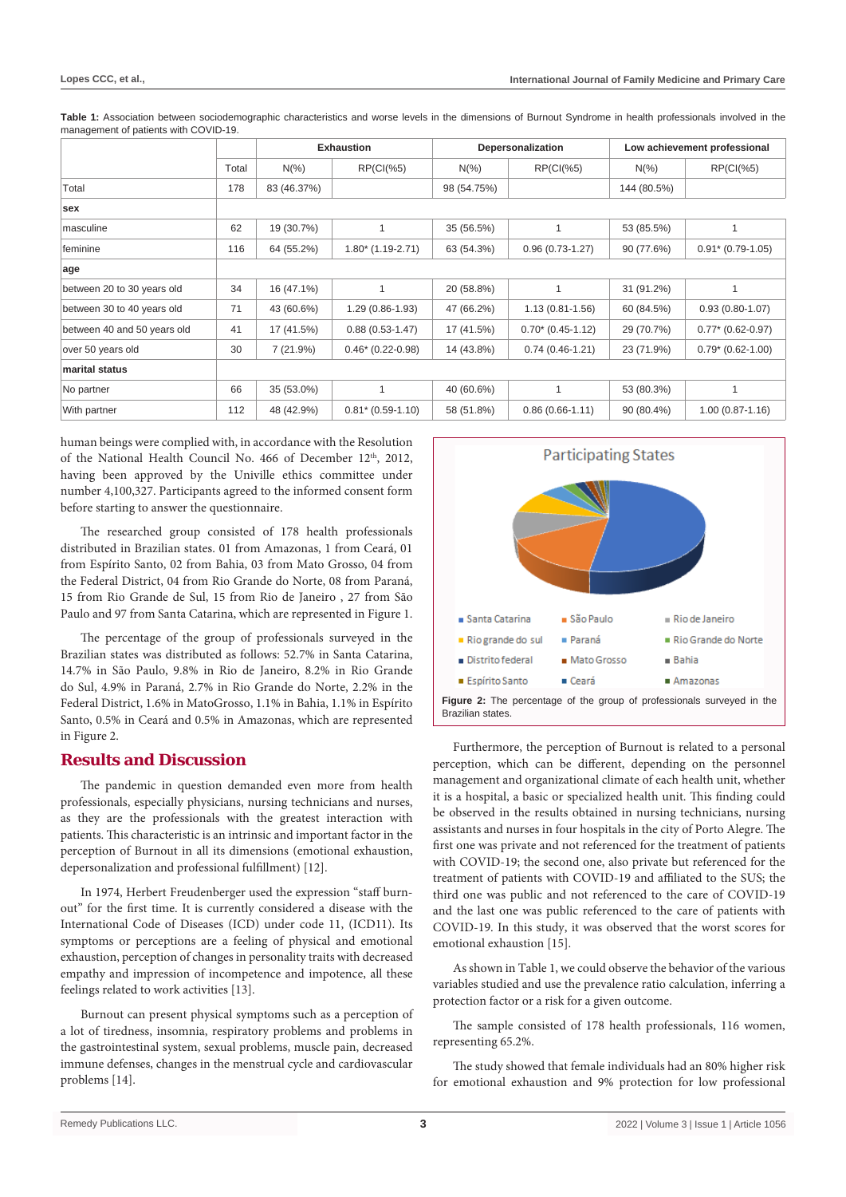**Table 1:** Association between sociodemographic characteristics and worse levels in the dimensions of Burnout Syndrome in health professionals involved in the management of patients with COVID-19.

| | | Exhaustion | | Depersonalization | | Low achievement professional | |
|---|---|---|---|---|---|---|---|
| | Total | N(%) | RP(CI(%5) | N(%) | RP(CI(%5) | N(%) | RP(CI(%5) |
| Total | 178 | 83 (46.37%) | | 98 (54.75%) | | 144 (80.5%) | |
| **sex** | | | | | | | |
| masculine | 62 | 19 (30.7%) | 1 | 35 (56.5%) | 1 | 53 (85.5%) | 1 |
| feminine | 116 | 64 (55.2%) | 1.80* (1.19-2.71) | 63 (54.3%) | 0.96 (0.73-1.27) | 90 (77.6%) | 0.91* (0.79-1.05) |
| **age** | | | | | | | |
| between 20 to 30 years old | 34 | 16 (47.1%) | 1 | 20 (58.8%) | 1 | 31 (91.2%) | 1 |
| between 30 to 40 years old | 71 | 43 (60.6%) | 1.29 (0.86-1.93) | 47 (66.2%) | 1.13 (0.81-1.56) | 60 (84.5%) | 0.93 (0.80-1.07) |
| between 40 and 50 years old | 41 | 17 (41.5%) | 0.88 (0.53-1.47) | 17 (41.5%) | 0.70* (0.45-1.12) | 29 (70.7%) | 0.77* (0.62-0.97) |
| over 50 years old | 30 | 7 (21.9%) | 0.46* (0.22-0.98) | 14 (43.8%) | 0.74 (0.46-1.21) | 23 (71.9%) | 0.79* (0.62-1.00) |
| **marital status** | | | | | | | |
| No partner | 66 | 35 (53.0%) | 1 | 40 (60.6%) | 1 | 53 (80.3%) | 1 |
| With partner | 112 | 48 (42.9%) | 0.81* (0.59-1.10) | 58 (51.8%) | 0.86 (0.66-1.11) | 90 (80.4%) | 1.00 (0.87-1.16) |

human beings were complied with, in accordance with the Resolution of the National Health Council No. 466 of December 12th, 2012, having been approved by the Univille ethics committee under number 4,100,327. Participants agreed to the informed consent form before starting to answer the questionnaire.

The researched group consisted of 178 health professionals distributed in Brazilian states. 01 from Amazonas, 1 from Ceará, 01 from Espírito Santo, 02 from Bahia, 03 from Mato Grosso, 04 from the Federal District, 04 from Rio Grande do Norte, 08 from Paraná, 15 from Rio Grande de Sul, 15 from Rio de Janeiro , 27 from São Paulo and 97 from Santa Catarina, which are represented in Figure 1.

The percentage of the group of professionals surveyed in the Brazilian states was distributed as follows: 52.7% in Santa Catarina, 14.7% in São Paulo, 9.8% in Rio de Janeiro, 8.2% in Rio Grande do Sul, 4.9% in Paraná, 2.7% in Rio Grande do Norte, 2.2% in the Federal District, 1.6% in MatoGrosso, 1.1% in Bahia, 1.1% in Espírito Santo, 0.5% in Ceará and 0.5% in Amazonas, which are represented in Figure 2.

Participating States

Santa Catarina, São Paulo, Rio de Janeiro, Rio grande do sul, Paraná, Rio Grande do Norte, Distrito federal, Mato Grosso, Bahia, Espírito Santo, Ceará, Amazonas

**Figure 2:** The percentage of the group of professionals surveyed in the Brazilian states.

## Results and Discussion

The pandemic in question demanded even more from health professionals, especially physicians, nursing technicians and nurses, as they are the professionals with the greatest interaction with patients. This characteristic is an intrinsic and important factor in the perception of Burnout in all its dimensions (emotional exhaustion, depersonalization and professional fulfillment) [12].

In 1974, Herbert Freudenberger used the expression "staff burn-out" for the first time. It is currently considered a disease with the International Code of Diseases (ICD) under code 11, (ICD11). Its symptoms or perceptions are a feeling of physical and emotional exhaustion, perception of changes in personality traits with decreased empathy and impression of incompetence and impotence, all these feelings related to work activities [13].

Burnout can present physical symptoms such as a perception of a lot of tiredness, insomnia, respiratory problems and problems in the gastrointestinal system, sexual problems, muscle pain, decreased immune defenses, changes in the menstrual cycle and cardiovascular problems [14].

Furthermore, the perception of Burnout is related to a personal perception, which can be different, depending on the personnel management and organizational climate of each health unit, whether it is a hospital, a basic or specialized health unit. This finding could be observed in the results obtained in nursing technicians, nursing assistants and nurses in four hospitals in the city of Porto Alegre. The first one was private and not referenced for the treatment of patients with COVID-19; the second one, also private but referenced for the treatment of patients with COVID-19 and affiliated to the SUS; the third one was public and not referenced to the care of COVID-19 and the last one was public referenced to the care of patients with COVID-19. In this study, it was observed that the worst scores for emotional exhaustion [15].

As shown in Table 1, we could observe the behavior of the various variables studied and use the prevalence ratio calculation, inferring a protection factor or a risk for a given outcome.

The sample consisted of 178 health professionals, 116 women, representing 65.2%.

The study showed that female individuals had an 80% higher risk for emotional exhaustion and 9% protection for low professional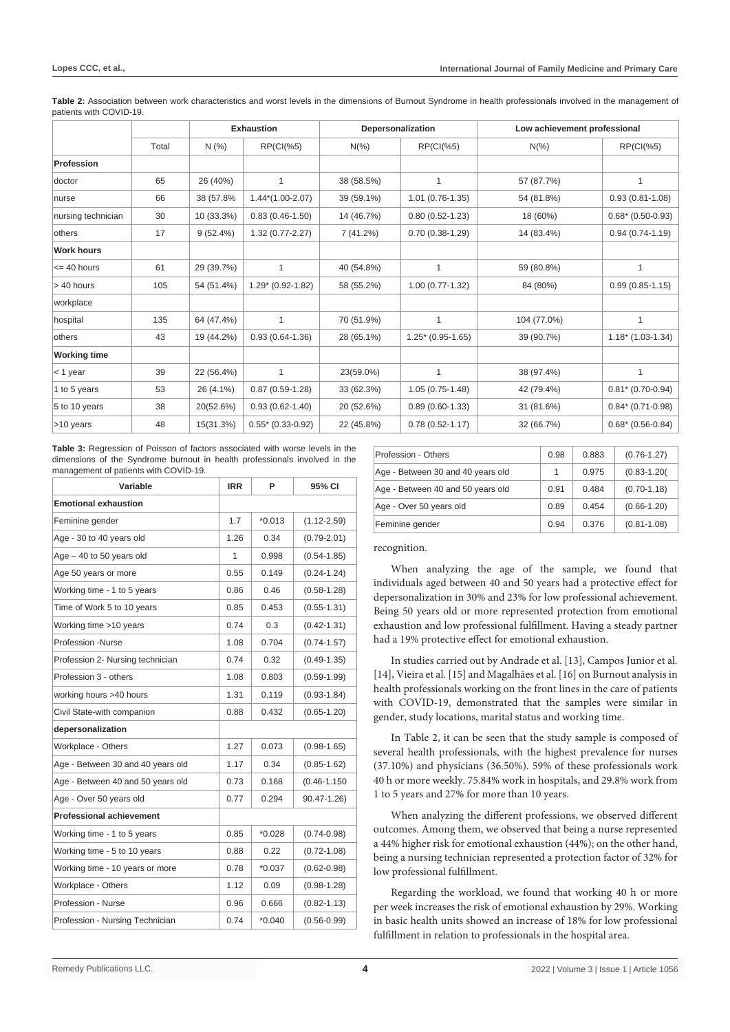**Table 2:** Association between work characteristics and worst levels in the dimensions of Burnout Syndrome in health professionals involved in the management of patients with COVID-19.

| | | Exhaustion | | Depersonalization | | Low achievement professional | |
|---|---|---|---|---|---|---|---|
| | Total | N (%) | RP(CI(%5) | N(%) | RP(CI(%5) | N(%) | RP(CI(%5) |
| **Profession** | | | | | | | |
| doctor | 65 | 26 (40%) | 1 | 38 (58.5%) | 1 | 57 (87.7%) | 1 |
| nurse | 66 | 38 (57.8% | 1.44*(1.00-2.07) | 39 (59.1%) | 1.01 (0.76-1.35) | 54 (81.8%) | 0.93 (0.81-1.08) |
| nursing technician | 30 | 10 (33.3%) | 0.83 (0.46-1.50) | 14 (46.7%) | 0.80 (0.52-1.23) | 18 (60%) | 0.68* (0.50-0.93) |
| others | 17 | 9 (52.4%) | 1.32 (0.77-2.27) | 7 (41.2%) | 0.70 (0.38-1.29) | 14 (83.4%) | 0.94 (0.74-1.19) |
| **Work hours** | | | | | | | |
| <= 40 hours | 61 | 29 (39.7%) | 1 | 40 (54.8%) | 1 | 59 (80.8%) | 1 |
| > 40 hours | 105 | 54 (51.4%) | 1.29* (0.92-1.82) | 58 (55.2%) | 1.00 (0.77-1.32) | 84 (80%) | 0.99 (0.85-1.15) |
| workplace | | | | | | | |
| hospital | 135 | 64 (47.4%) | 1 | 70 (51.9%) | 1 | 104 (77.0%) | 1 |
| others | 43 | 19 (44.2%) | 0.93 (0.64-1.36) | 28 (65.1%) | 1.25* (0.95-1.65) | 39 (90.7%) | 1.18* (1.03-1.34) |
| **Working time** | | | | | | | |
| < 1 year | 39 | 22 (56.4%) | 1 | 23(59.0%) | 1 | 38 (97.4%) | 1 |
| 1 to 5 years | 53 | 26 (4.1%) | 0.87 (0.59-1.28) | 33 (62.3%) | 1.05 (0.75-1.48) | 42 (79.4%) | 0.81* (0.70-0.94) |
| 5 to 10 years | 38 | 20(52.6%) | 0.93 (0.62-1.40) | 20 (52.6%) | 0.89 (0.60-1.33) | 31 (81.6%) | 0.84* (0.71-0.98) |
| >10 years | 48 | 15(31.3%) | 0.55* (0.33-0.92) | 22 (45.8%) | 0.78 (0.52-1.17) | 32 (66.7%) | 0.68* (0.56-0.84) |

**Table 3:** Regression of Poisson of factors associated with worse levels in the dimensions of the Syndrome burnout in health professionals involved in the management of patients with COVID-19.

| Variable | IRR | P | 95% CI |
|---|---|---|---|
| **Emotional exhaustion** | | | |
| Feminine gender | 1.7 | *0.013 | (1.12-2.59) |
| Age - 30 to 40 years old | 1.26 | 0.34 | (0.79-2.01) |
| Age – 40 to 50 years old | 1 | 0.998 | (0.54-1.85) |
| Age 50 years or more | 0.55 | 0.149 | (0.24-1.24) |
| Working time - 1 to 5 years | 0.86 | 0.46 | (0.58-1.28) |
| Time of Work 5 to 10 years | 0.85 | 0.453 | (0.55-1.31) |
| Working time >10 years | 0.74 | 0.3 | (0.42-1.31) |
| Profession -Nurse | 1.08 | 0.704 | (0.74-1.57) |
| Profession 2- Nursing technician | 0.74 | 0.32 | (0.49-1.35) |
| Profession 3 - others | 1.08 | 0.803 | (0.59-1.99) |
| working hours >40 hours | 1.31 | 0.119 | (0.93-1.84) |
| Civil State-with companion | 0.88 | 0.432 | (0.65-1.20) |
| **depersonalization** | | | |
| Workplace - Others | 1.27 | 0.073 | (0.98-1.65) |
| Age - Between 30 and 40 years old | 1.17 | 0.34 | (0.85-1.62) |
| Age - Between 40 and 50 years old | 0.73 | 0.168 | (0.46-1.150 |
| Age - Over 50 years old | 0.77 | 0.294 | 90.47-1.26) |
| **Professional achievement** | | | |
| Working time - 1 to 5 years | 0.85 | *0.028 | (0.74-0.98) |
| Working time - 5 to 10 years | 0.88 | 0.22 | (0.72-1.08) |
| Working time - 10 years or more | 0.78 | *0.037 | (0.62-0.98) |
| Workplace - Others | 1.12 | 0.09 | (0.98-1.28) |
| Profession - Nurse | 0.96 | 0.666 | (0.82-1.13) |
| Profession - Nursing Technician | 0.74 | *0.040 | (0.56-0.99) |
| Profession - Others | 0.98 | 0.883 | (0.76-1.27) |
| Age - Between 30 and 40 years old | 1 | 0.975 | (0.83-1.20( |
| Age - Between 40 and 50 years old | 0.91 | 0.484 | (0.70-1.18) |
| Age - Over 50 years old | 0.89 | 0.454 | (0.66-1.20) |
| Feminine gender | 0.94 | 0.376 | (0.81-1.08) |

recognition.

When analyzing the age of the sample, we found that individuals aged between 40 and 50 years had a protective effect for depersonalization in 30% and 23% for low professional achievement. Being 50 years old or more represented protection from emotional exhaustion and low professional fulfillment. Having a steady partner had a 19% protective effect for emotional exhaustion.

In studies carried out by Andrade et al. [13], Campos Junior et al. [14], Vieira et al. [15] and Magalhães et al. [16] on Burnout analysis in health professionals working on the front lines in the care of patients with COVID-19, demonstrated that the samples were similar in gender, study locations, marital status and working time.

In Table 2, it can be seen that the study sample is composed of several health professionals, with the highest prevalence for nurses (37.10%) and physicians (36.50%). 59% of these professionals work 40 h or more weekly. 75.84% work in hospitals, and 29.8% work from 1 to 5 years and 27% for more than 10 years.

When analyzing the different professions, we observed different outcomes. Among them, we observed that being a nurse represented a 44% higher risk for emotional exhaustion (44%); on the other hand, being a nursing technician represented a protection factor of 32% for low professional fulfillment.

Regarding the workload, we found that working 40 h or more per week increases the risk of emotional exhaustion by 29%. Working in basic health units showed an increase of 18% for low professional fulfillment in relation to professionals in the hospital area.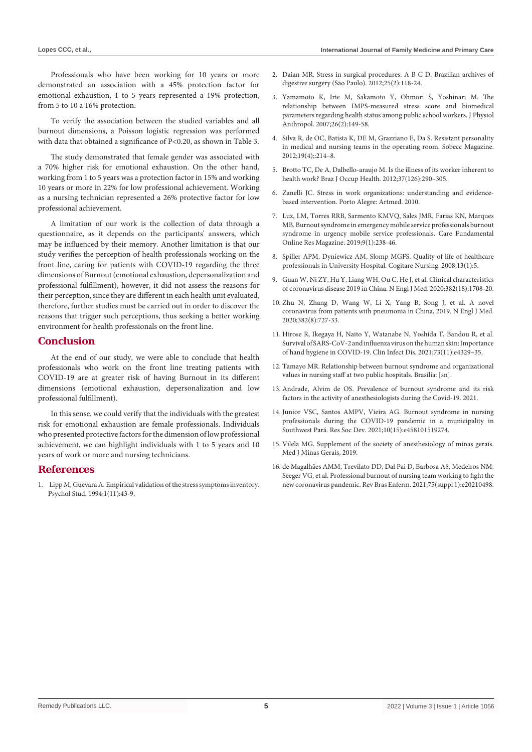Professionals who have been working for 10 years or more demonstrated an association with a 45% protection factor for emotional exhaustion, 1 to 5 years represented a 19% protection, from 5 to 10 a 16% protection.

To verify the association between the studied variables and all burnout dimensions, a Poisson logistic regression was performed with data that obtained a significance of P<0.20, as shown in Table 3.

The study demonstrated that female gender was associated with a 70% higher risk for emotional exhaustion. On the other hand, working from 1 to 5 years was a protection factor in 15% and working 10 years or more in 22% for low professional achievement. Working as a nursing technician represented a 26% protective factor for low professional achievement.

A limitation of our work is the collection of data through a questionnaire, as it depends on the participants' answers, which may be influenced by their memory. Another limitation is that our study verifies the perception of health professionals working on the front line, caring for patients with COVID-19 regarding the three dimensions of Burnout (emotional exhaustion, depersonalization and professional fulfillment), however, it did not assess the reasons for their perception, since they are different in each health unit evaluated, therefore, further studies must be carried out in order to discover the reasons that trigger such perceptions, thus seeking a better working environment for health professionals on the front line.

## Conclusion

At the end of our study, we were able to conclude that health professionals who work on the front line treating patients with COVID-19 are at greater risk of having Burnout in its different dimensions (emotional exhaustion, depersonalization and low professional fulfillment).

In this sense, we could verify that the individuals with the greatest risk for emotional exhaustion are female professionals. Individuals who presented protective factors for the dimension of low professional achievement, we can highlight individuals with 1 to 5 years and 10 years of work or more and nursing technicians.

## References

1. Lipp M, Guevara A. Empirical validation of the stress symptoms inventory. Psychol Stud. 1994;1(11):43-9.
2. Daian MR. Stress in surgical procedures. A B C D. Brazilian archives of digestive surgery (São Paulo). 2012;25(2):118-24.
3. Yamamoto K, Irie M, Sakamoto Y, Ohmori S, Yoshinari M. The relationship between IMPS-measured stress score and biomedical parameters regarding health status among public school workers. J Physiol Anthropol. 2007;26(2):149-58.
4. Silva R, de OC, Batista K, DE M, Grazziano E, Da S. Resistant personality in medical and nursing teams in the operating room. Sobecc Magazine. 2012;19(4);:214–8.
5. Brotto TC, De A, Dalbello-araujo M. Is the illness of its worker inherent to health work? Braz J Occup Health. 2012;37(126):290–305.
6. Zanelli JC. Stress in work organizations: understanding and evidence-based intervention. Porto Alegre: Artmed. 2010.
7. Luz, LM, Torres RRB, Sarmento KMVQ, Sales JMR, Farias KN, Marques MB. Burnout syndrome in emergency mobile service professionals burnout syndrome in urgency mobile service professionals. Care Fundamental Online Res Magazine. 2019;9(1):238-46.
8. Spiller APM, Dyniewicz AM, Slomp MGFS. Quality of life of healthcare professionals in University Hospital. Cogitare Nursing. 2008;13(1):5.
9. Guan W, Ni ZY, Hu Y, Liang WH, Ou C, He J, et al. Clinical characteristics of coronavirus disease 2019 in China. N Engl J Med. 2020;382(18):1708-20.
10. Zhu N, Zhang D, Wang W, Li X, Yang B, Song J, et al. A novel coronavirus from patients with pneumonia in China, 2019. N Engl J Med. 2020;382(8):727-33.
11. Hirose R, Ikegaya H, Naito Y, Watanabe N, Yoshida T, Bandou R, et al. Survival of SARS-CoV-2 and influenza virus on the human skin: Importance of hand hygiene in COVID-19. Clin Infect Dis. 2021;73(11):e4329–35.
12. Tamayo MR. Relationship between burnout syndrome and organizational values in nursing staff at two public hospitals. Brasília: [sn].
13. Andrade, Alvim de OS. Prevalence of burnout syndrome and its risk factors in the activity of anesthesiologists during the Covid-19. 2021.
14. Junior VSC, Santos AMPV, Vieira AG. Burnout syndrome in nursing professionals during the COVID-19 pandemic in a municipality in Southwest Pará. Res Soc Dev. 2021;10(15):e458101519274.
15. Vilela MG. Supplement of the society of anesthesiology of minas gerais. Med J Minas Gerais, 2019.
16. de Magalhães AMM, Trevilato DD, Dal Pai D, Barbosa AS, Medeiros NM, Seeger VG, et al. Professional burnout of nursing team working to fight the new coronavirus pandemic. Rev Bras Enferm. 2021;75(suppl 1):e20210498.